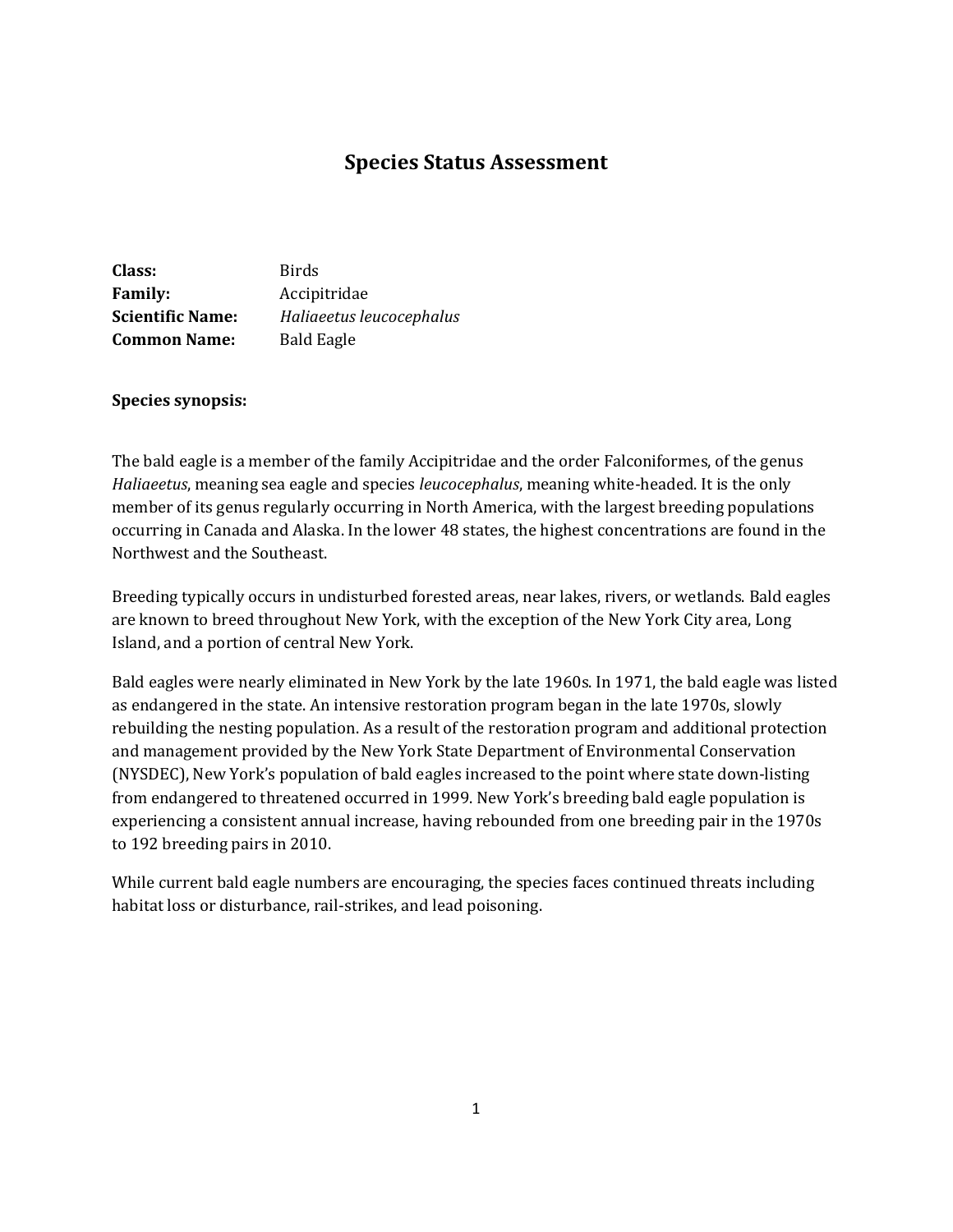# Species Status Assessment

**Class:** Birds
**Family:** Accipitridae
**Scientific Name:** *Haliaeetus leucocephalus*
**Common Name:** Bald Eagle

**Species synopsis:**

The bald eagle is a member of the family Accipitridae and the order Falconiformes, of the genus *Haliaeetus*, meaning sea eagle and species *leucocephalus*, meaning white-headed. It is the only member of its genus regularly occurring in North America, with the largest breeding populations occurring in Canada and Alaska. In the lower 48 states, the highest concentrations are found in the Northwest and the Southeast.

Breeding typically occurs in undisturbed forested areas, near lakes, rivers, or wetlands. Bald eagles are known to breed throughout New York, with the exception of the New York City area, Long Island, and a portion of central New York.

Bald eagles were nearly eliminated in New York by the late 1960s. In 1971, the bald eagle was listed as endangered in the state. An intensive restoration program began in the late 1970s, slowly rebuilding the nesting population. As a result of the restoration program and additional protection and management provided by the New York State Department of Environmental Conservation (NYSDEC), New York's population of bald eagles increased to the point where state down-listing from endangered to threatened occurred in 1999. New York's breeding bald eagle population is experiencing a consistent annual increase, having rebounded from one breeding pair in the 1970s to 192 breeding pairs in 2010.

While current bald eagle numbers are encouraging, the species faces continued threats including habitat loss or disturbance, rail-strikes, and lead poisoning.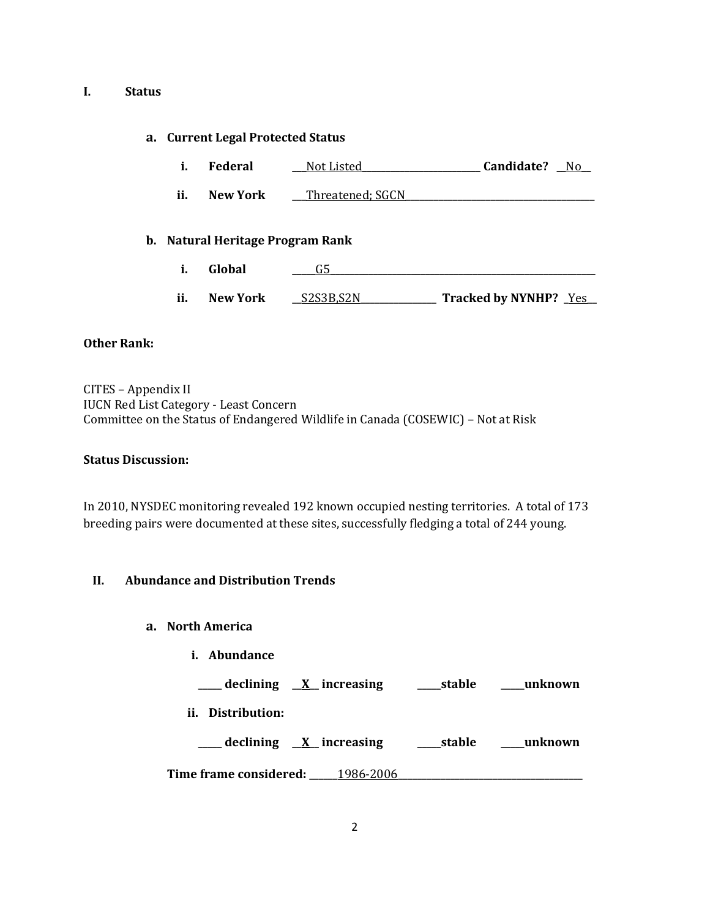## I. Status

### a. Current Legal Protected Status

**i. Federal** ___Not Listed_________________________ **Candidate?** __No__

**ii. New York** ___Threatened; SGCN_______________________________________

### b. Natural Heritage Program Rank

**i. Global** _____G5________________________________________________________

**ii. New York** __S2S3B,S2N________________ **Tracked by NYNHP?** _Yes__

**Other Rank:**

CITES – Appendix II
IUCN Red List Category - Least Concern
Committee on the Status of Endangered Wildlife in Canada (COSEWIC) – Not at Risk

**Status Discussion:**

In 2010, NYSDEC monitoring revealed 192 known occupied nesting territories. A total of 173 breeding pairs were documented at these sites, successfully fledging a total of 244 young.

## II. Abundance and Distribution Trends

### a. North America

**i. Abundance**

**_____ declining __X__ increasing _____stable _____unknown**

**ii. Distribution:**

**_____ declining __X__ increasing _____stable _____unknown**

**Time frame considered:** ______1986-2006_______________________________________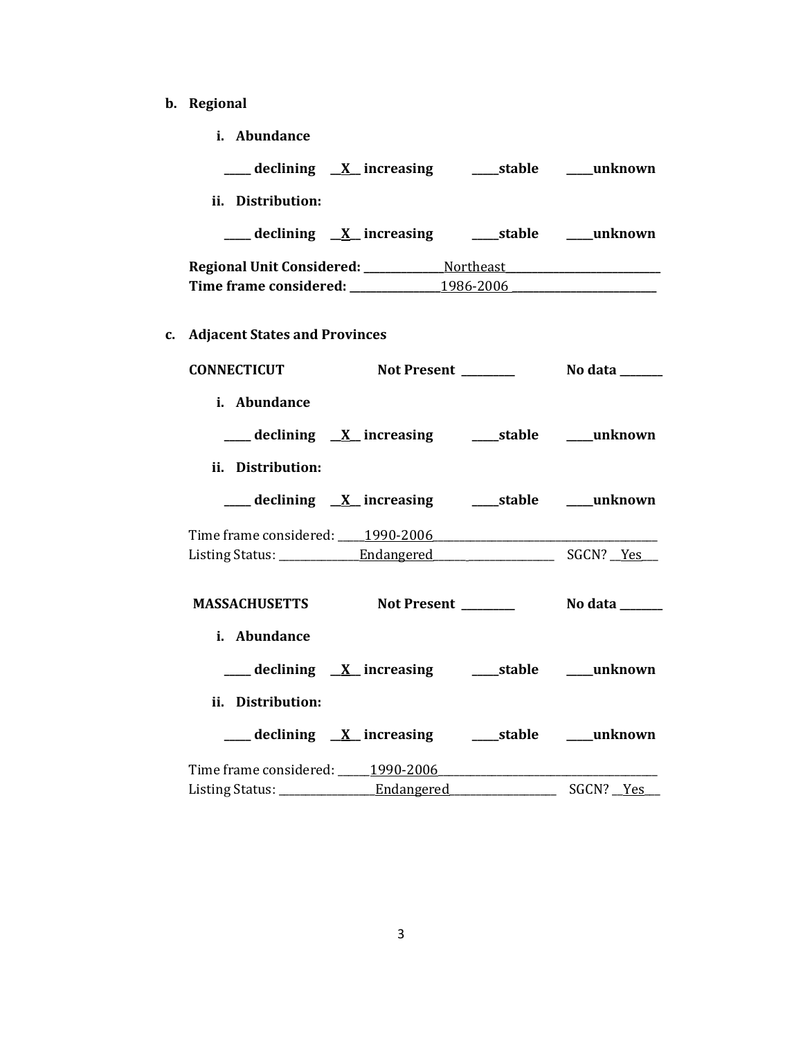**b. Regional**

**i. Abundance**

**\_\_\_\_ declining \_\_X\_\_ increasing \_\_\_\_stable \_\_\_\_unknown**

**ii. Distribution:**

**\_\_\_\_ declining \_\_X\_\_ increasing \_\_\_\_stable \_\_\_\_unknown**

**Regional Unit Considered:** \_\_\_\_\_\_\_\_\_\_\_\_\_\_Northeast\_\_\_\_\_\_\_\_\_\_\_\_\_\_\_\_\_\_\_\_\_\_\_\_\_\_\_\_
**Time frame considered:** \_\_\_\_\_\_\_\_\_\_\_\_\_\_\_\_1986-2006 \_\_\_\_\_\_\_\_\_\_\_\_\_\_\_\_\_\_\_\_\_\_\_\_\_\_

**c. Adjacent States and Provinces**

**CONNECTICUT Not Present \_\_\_\_\_\_\_\_\_ No data \_\_\_\_\_\_\_**

**i. Abundance**

**\_\_\_\_ declining \_\_X\_\_ increasing \_\_\_\_stable \_\_\_\_unknown**

**ii. Distribution:**

**\_\_\_\_ declining \_\_X\_\_ increasing \_\_\_\_stable \_\_\_\_unknown**

Time frame considered: \_\_\_\_\_1990-2006\_\_\_\_\_\_\_\_\_\_\_\_\_\_\_\_\_\_\_\_\_\_\_\_\_\_\_\_\_\_\_\_\_\_\_\_\_\_\_\_
Listing Status: \_\_\_\_\_\_\_\_\_\_\_\_\_\_Endangered\_\_\_\_\_\_\_\_\_\_\_\_\_\_\_\_\_\_\_\_\_ SGCN? \_\_Yes\_\_\_

**MASSACHUSETTS Not Present \_\_\_\_\_\_\_\_\_ No data \_\_\_\_\_\_\_**

**i. Abundance**

**\_\_\_\_ declining \_\_X\_\_ increasing \_\_\_\_stable \_\_\_\_unknown**

**ii. Distribution:**

**\_\_\_\_ declining \_\_X\_\_ increasing \_\_\_\_stable \_\_\_\_unknown**

Time frame considered: \_\_\_\_\_\_1990-2006\_\_\_\_\_\_\_\_\_\_\_\_\_\_\_\_\_\_\_\_\_\_\_\_\_\_\_\_\_\_\_\_\_\_\_\_\_\_\_
Listing Status: \_\_\_\_\_\_\_\_\_\_\_\_\_\_\_\_\_Endangered\_\_\_\_\_\_\_\_\_\_\_\_\_\_\_\_\_\_\_ SGCN? \_\_Yes\_\_\_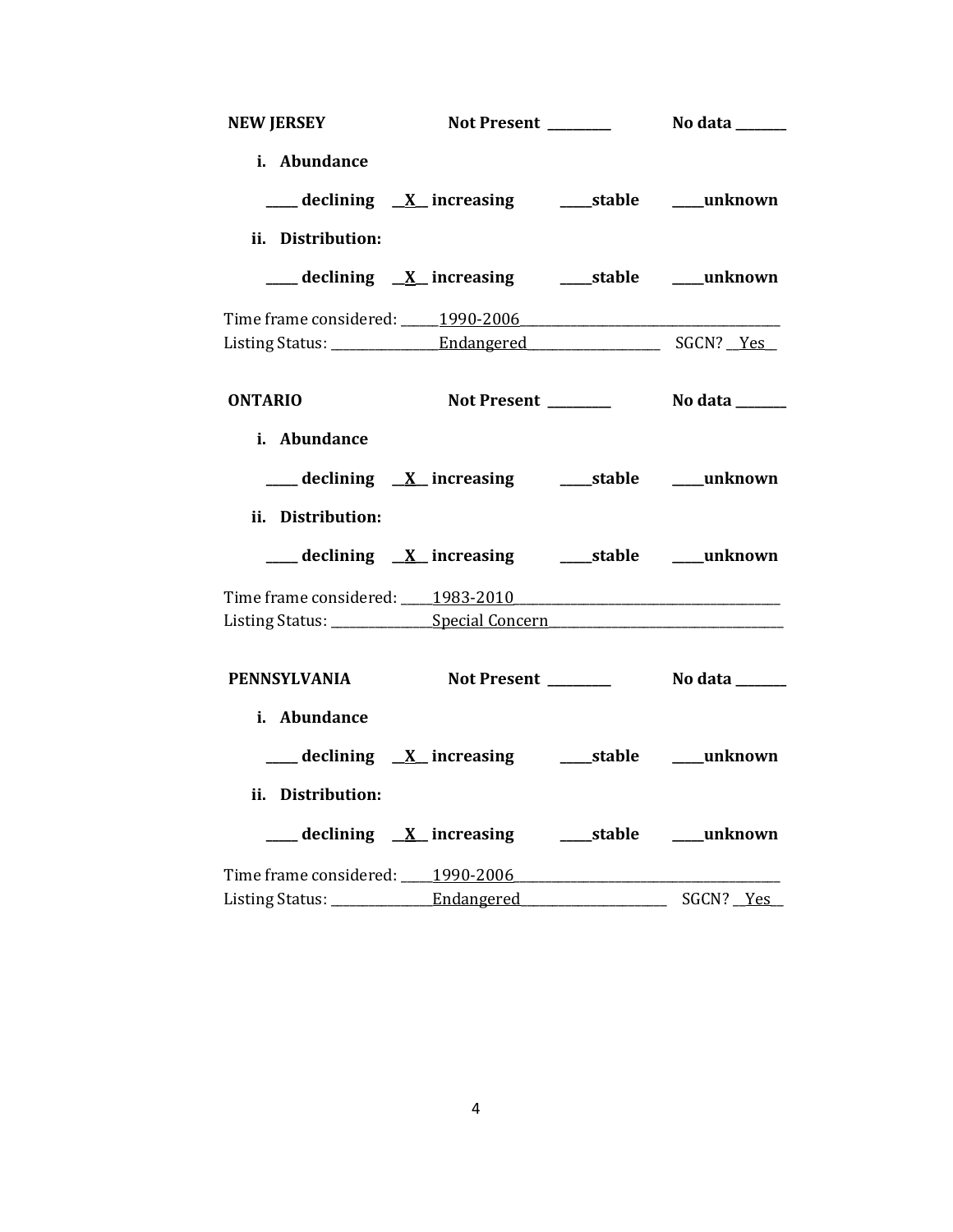**NEW JERSEY** **Not Present** _________ **No data** _______

**i. Abundance**

_____ **declining** __X__ **increasing** ____**stable** ____**unknown**

**ii. Distribution:**

_____ **declining** __X__ **increasing** ____**stable** ____**unknown**

Time frame considered: _____1990-2006_______________________________________

Listing Status: _______________Endangered____________________ SGCN? __Yes__

**ONTARIO** **Not Present** _________ **No data** _______

**i. Abundance**

_____ **declining** __X__ **increasing** ____**stable** ____**unknown**

**ii. Distribution:**

_____ **declining** __X__ **increasing** ____**stable** ____**unknown**

Time frame considered: _____1983-2010_______________________________________

Listing Status: ______________Special Concern__________________________________

**PENNSYLVANIA** **Not Present** _________ **No data** _______

**i. Abundance**

_____ **declining** __X__ **increasing** ____**stable** ____**unknown**

**ii. Distribution:**

_____ **declining** __X__ **increasing** ____**stable** ____**unknown**

Time frame considered: _____1990-2006_______________________________________

Listing Status: ______________Endangered______________________ SGCN? __Yes__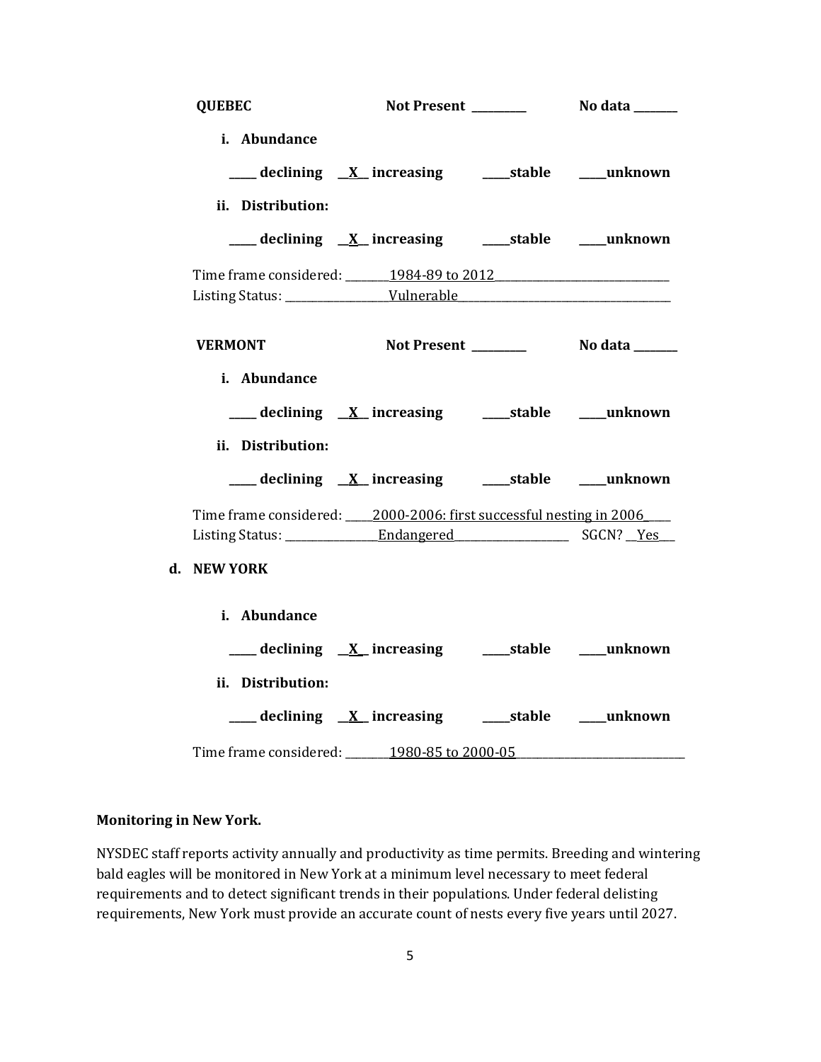**QUEBEC** **Not Present \_\_\_\_\_\_\_\_\_\_** **No data \_\_\_\_\_\_\_\_**

**i. Abundance**

**\_\_\_\_\_ declining \_\_X\_\_ increasing \_\_\_\_\_stable \_\_\_\_\_unknown**

**ii. Distribution:**

**\_\_\_\_\_ declining \_\_X\_\_ increasing \_\_\_\_\_stable \_\_\_\_\_unknown**

Time frame considered: 1984-89 to 2012

Listing Status: Vulnerable

**VERMONT** **Not Present \_\_\_\_\_\_\_\_\_\_** **No data \_\_\_\_\_\_\_\_**

**i. Abundance**

**\_\_\_\_\_ declining \_\_X\_\_ increasing \_\_\_\_\_stable \_\_\_\_\_unknown**

**ii. Distribution:**

**\_\_\_\_\_ declining \_\_X\_\_ increasing \_\_\_\_\_stable \_\_\_\_\_unknown**

Time frame considered: 2000-2006: first successful nesting in 2006

Listing Status: Endangered SGCN? Yes

**d. NEW YORK**

**i. Abundance**

**\_\_\_\_\_ declining \_\_X\_\_ increasing \_\_\_\_\_stable \_\_\_\_\_unknown**

**ii. Distribution:**

**\_\_\_\_\_ declining \_\_X\_\_ increasing \_\_\_\_\_stable \_\_\_\_\_unknown**

Time frame considered: 1980-85 to 2000-05

**Monitoring in New York.**

NYSDEC staff reports activity annually and productivity as time permits. Breeding and wintering bald eagles will be monitored in New York at a minimum level necessary to meet federal requirements and to detect significant trends in their populations. Under federal delisting requirements, New York must provide an accurate count of nests every five years until 2027.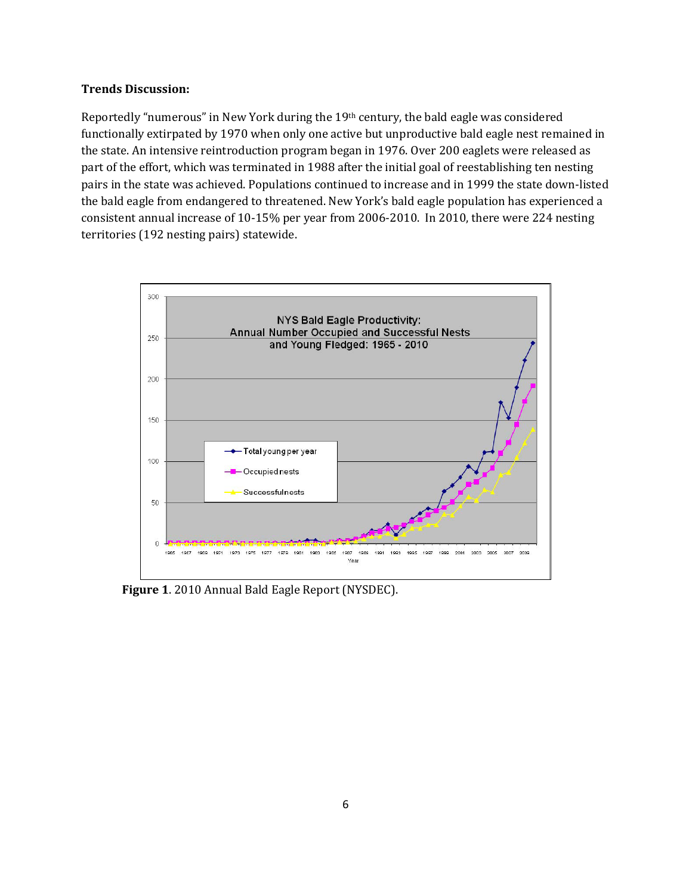**Trends Discussion:**

Reportedly "numerous" in New York during the 19th century, the bald eagle was considered functionally extirpated by 1970 when only one active but unproductive bald eagle nest remained in the state. An intensive reintroduction program began in 1976. Over 200 eaglets were released as part of the effort, which was terminated in 1988 after the initial goal of reestablishing ten nesting pairs in the state was achieved. Populations continued to increase and in 1999 the state down-listed the bald eagle from endangered to threatened. New York's bald eagle population has experienced a consistent annual increase of 10-15% per year from 2006-2010. In 2010, there were 224 nesting territories (192 nesting pairs) statewide.

**Figure 1**. 2010 Annual Bald Eagle Report (NYSDEC).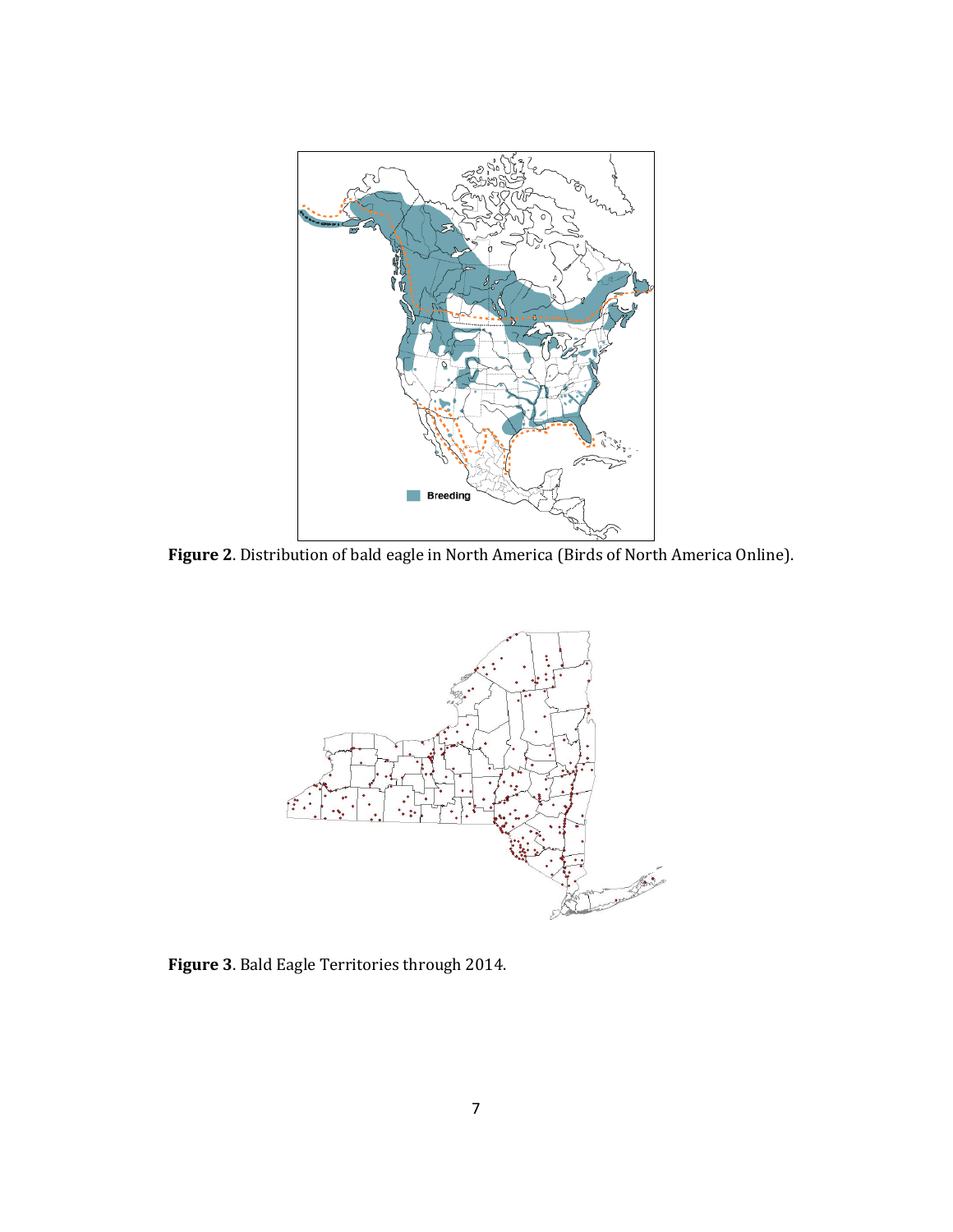**Figure 2**. Distribution of bald eagle in North America (Birds of North America Online).

**Figure 3**. Bald Eagle Territories through 2014.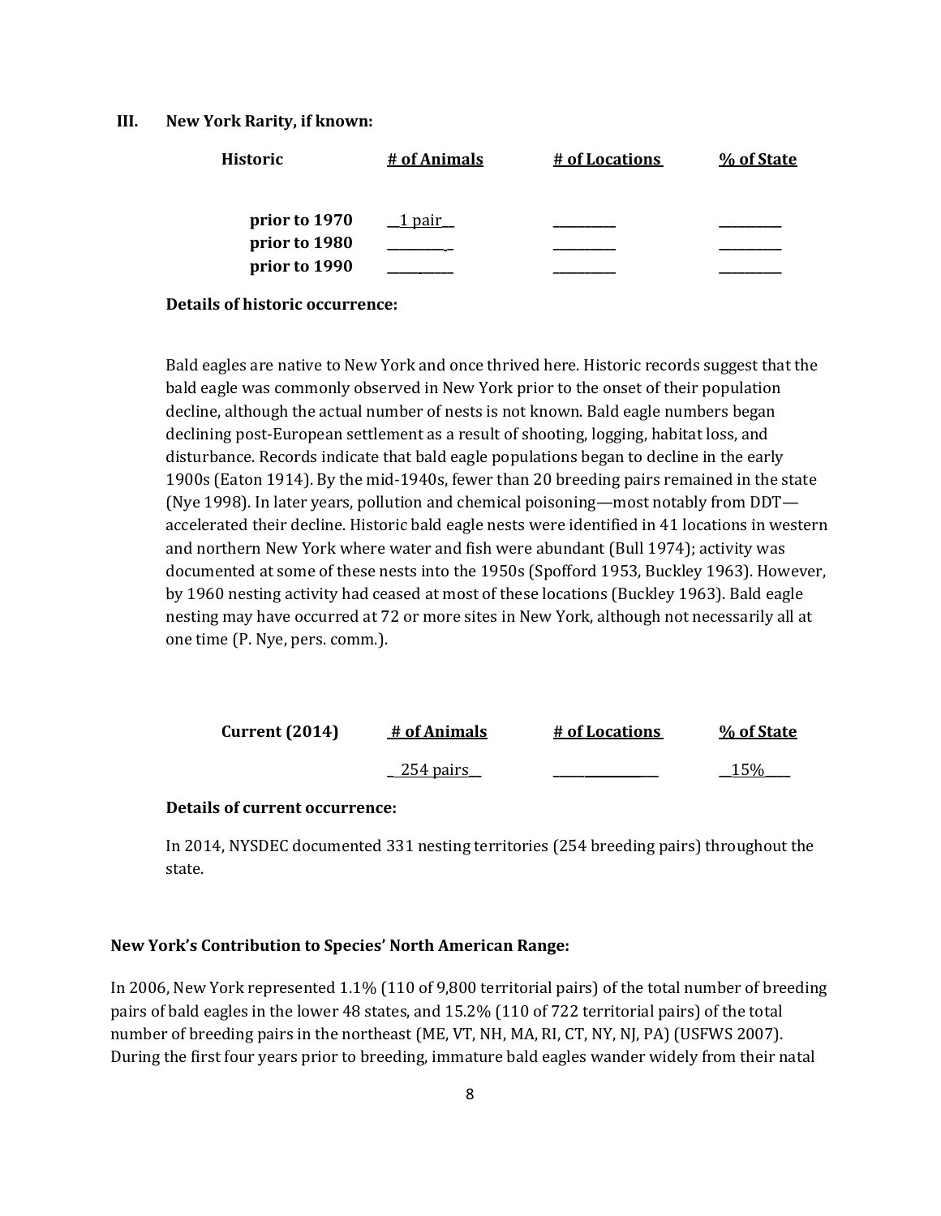### III. New York Rarity, if known:

| Historic | # of Animals | # of Locations | % of State |
|---|---|---|---|
| prior to 1970 | 1 pair | | |
| prior to 1980 | | | |
| prior to 1990 | | | |

**Details of historic occurrence:**

Bald eagles are native to New York and once thrived here. Historic records suggest that the bald eagle was commonly observed in New York prior to the onset of their population decline, although the actual number of nests is not known. Bald eagle numbers began declining post-European settlement as a result of shooting, logging, habitat loss, and disturbance. Records indicate that bald eagle populations began to decline in the early 1900s (Eaton 1914). By the mid-1940s, fewer than 20 breeding pairs remained in the state (Nye 1998). In later years, pollution and chemical poisoning—most notably from DDT—accelerated their decline. Historic bald eagle nests were identified in 41 locations in western and northern New York where water and fish were abundant (Bull 1974); activity was documented at some of these nests into the 1950s (Spofford 1953, Buckley 1963). However, by 1960 nesting activity had ceased at most of these locations (Buckley 1963). Bald eagle nesting may have occurred at 72 or more sites in New York, although not necessarily all at one time (P. Nye, pers. comm.).

| Current (2014) | # of Animals | # of Locations | % of State |
|---|---|---|---|
| | 254 pairs | | 15% |

**Details of current occurrence:**

In 2014, NYSDEC documented 331 nesting territories (254 breeding pairs) throughout the state.

**New York's Contribution to Species' North American Range:**

In 2006, New York represented 1.1% (110 of 9,800 territorial pairs) of the total number of breeding pairs of bald eagles in the lower 48 states, and 15.2% (110 of 722 territorial pairs) of the total number of breeding pairs in the northeast (ME, VT, NH, MA, RI, CT, NY, NJ, PA) (USFWS 2007). During the first four years prior to breeding, immature bald eagles wander widely from their natal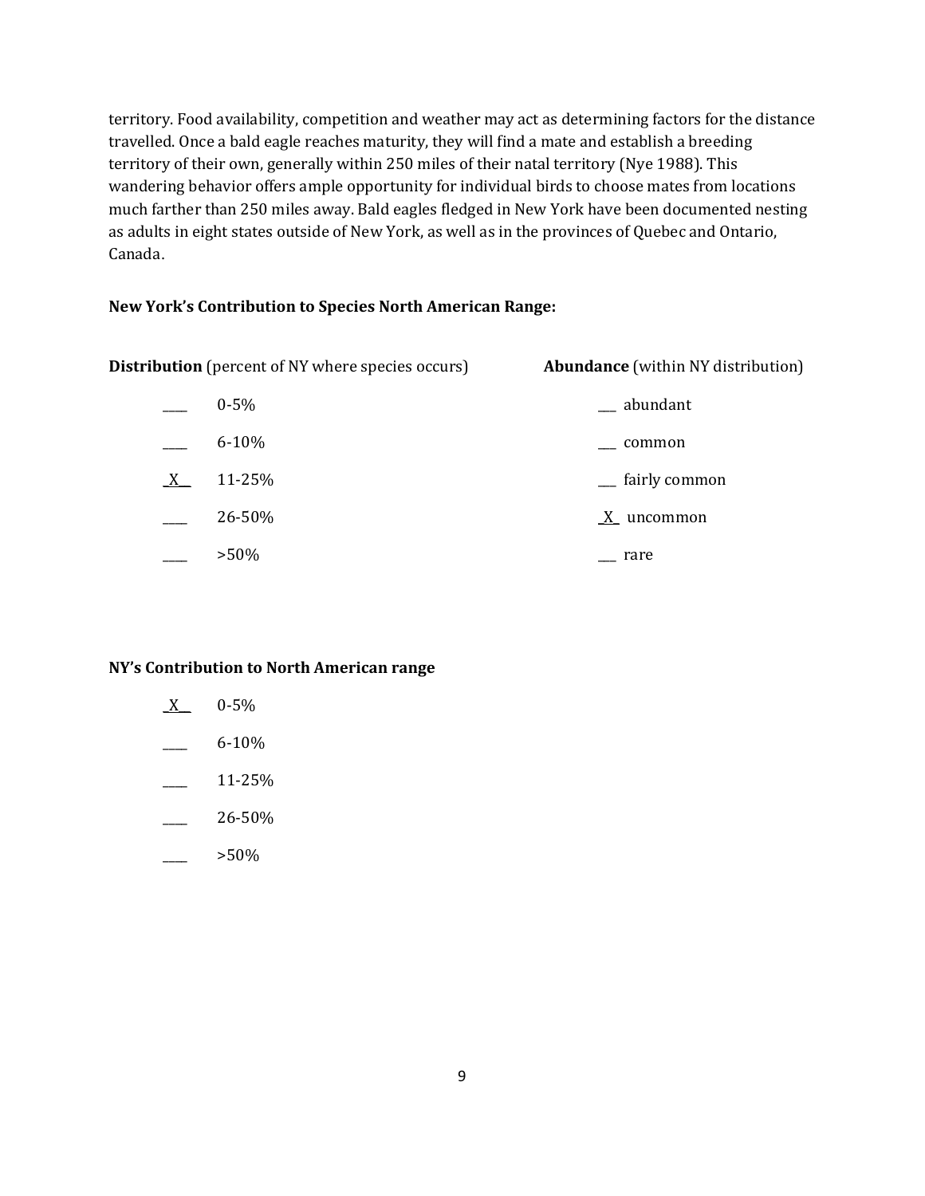territory. Food availability, competition and weather may act as determining factors for the distance travelled. Once a bald eagle reaches maturity, they will find a mate and establish a breeding territory of their own, generally within 250 miles of their natal territory (Nye 1988). This wandering behavior offers ample opportunity for individual birds to choose mates from locations much farther than 250 miles away. Bald eagles fledged in New York have been documented nesting as adults in eight states outside of New York, as well as in the provinces of Quebec and Ontario, Canada.

**New York's Contribution to Species North American Range:**

| **Distribution** (percent of NY where species occurs) | | **Abundance** (within NY distribution) |
|---|---|---|
| ____ | 0-5% | ___ abundant |
| ____ | 6-10% | ___ common |
| _X__ | 11-25% | ___ fairly common |
| ____ | 26-50% | _X_ uncommon |
| ____ | >50% | ___ rare |

**NY's Contribution to North American range**

_X__ 0-5%

____ 6-10%

____ 11-25%

____ 26-50%

____ >50%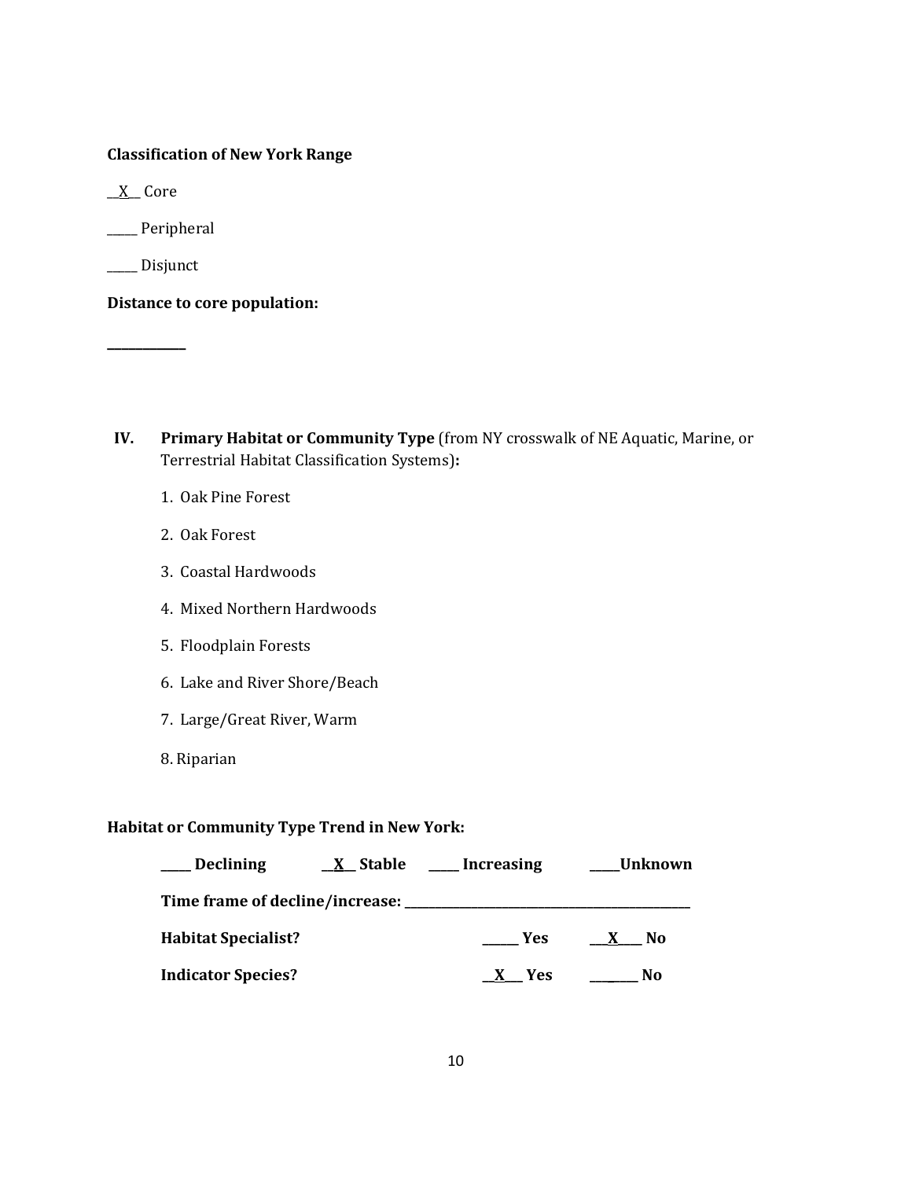**Classification of New York Range**

__X__ Core

_____ Peripheral

_____ Disjunct

**Distance to core population:**

____________

**IV. Primary Habitat or Community Type** (from NY crosswalk of NE Aquatic, Marine, or Terrestrial Habitat Classification Systems)**:**

1. Oak Pine Forest
2. Oak Forest
3. Coastal Hardwoods
4. Mixed Northern Hardwoods
5. Floodplain Forests
6. Lake and River Shore/Beach
7. Large/Great River, Warm
8. Riparian

**Habitat or Community Type Trend in New York:**

**_____ Declining __X__ Stable _____ Increasing _____Unknown**

**Time frame of decline/increase: _____________________________________________**

**Habitat Specialist?** ______ **Yes** ___X____ **No**

**Indicator Species?** __X___ **Yes** ________ **No**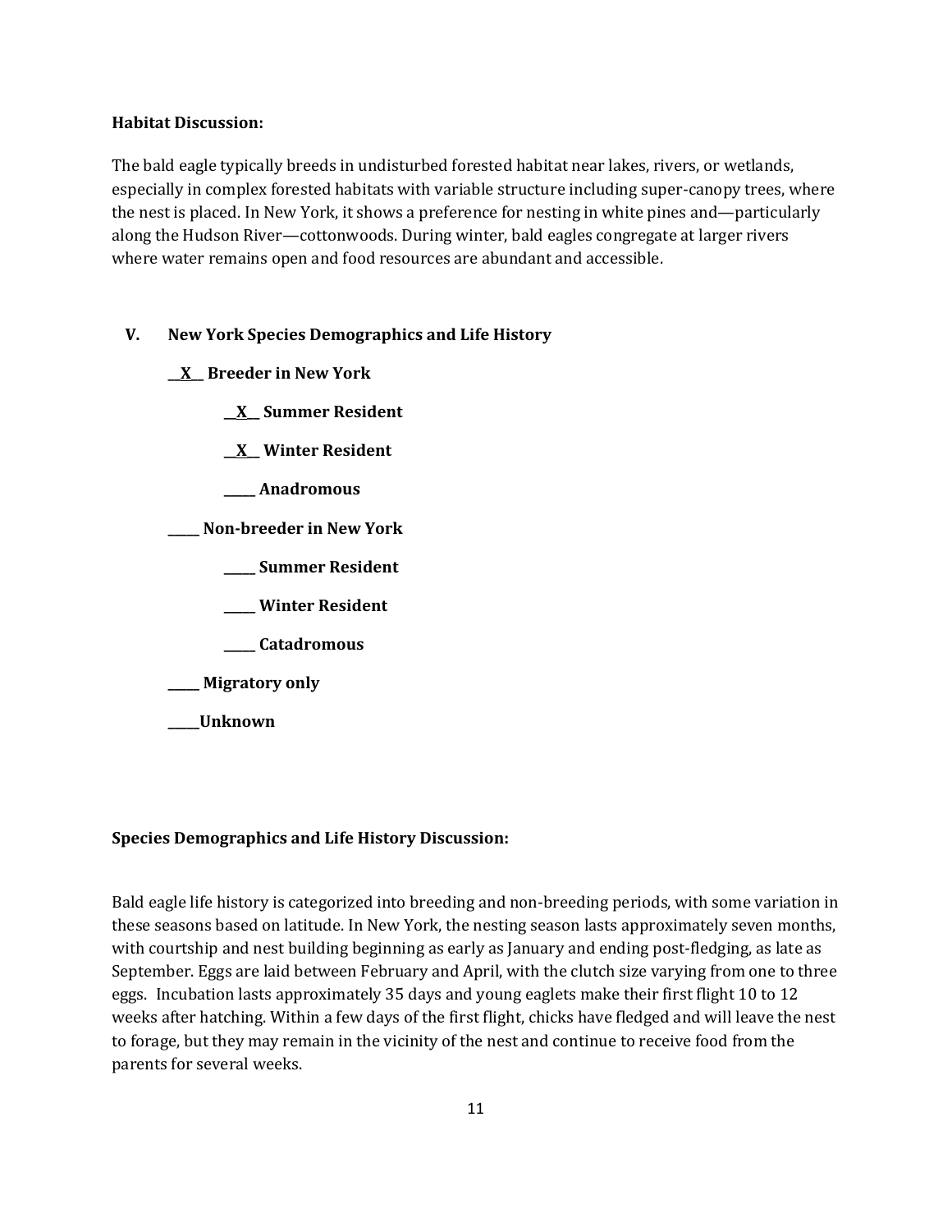**Habitat Discussion:**

The bald eagle typically breeds in undisturbed forested habitat near lakes, rivers, or wetlands, especially in complex forested habitats with variable structure including super-canopy trees, where the nest is placed. In New York, it shows a preference for nesting in white pines and—particularly along the Hudson River—cottonwoods. During winter, bald eagles congregate at larger rivers where water remains open and food resources are abundant and accessible.

## V. New York Species Demographics and Life History

**__X__ Breeder in New York**

- **__X__ Summer Resident**
- **__X__ Winter Resident**
- **_____ Anadromous**

**_____ Non-breeder in New York**

- **_____ Summer Resident**
- **_____ Winter Resident**
- **_____ Catadromous**

**_____ Migratory only**

**_____Unknown**

**Species Demographics and Life History Discussion:**

Bald eagle life history is categorized into breeding and non-breeding periods, with some variation in these seasons based on latitude. In New York, the nesting season lasts approximately seven months, with courtship and nest building beginning as early as January and ending post-fledging, as late as September. Eggs are laid between February and April, with the clutch size varying from one to three eggs. Incubation lasts approximately 35 days and young eaglets make their first flight 10 to 12 weeks after hatching. Within a few days of the first flight, chicks have fledged and will leave the nest to forage, but they may remain in the vicinity of the nest and continue to receive food from the parents for several weeks.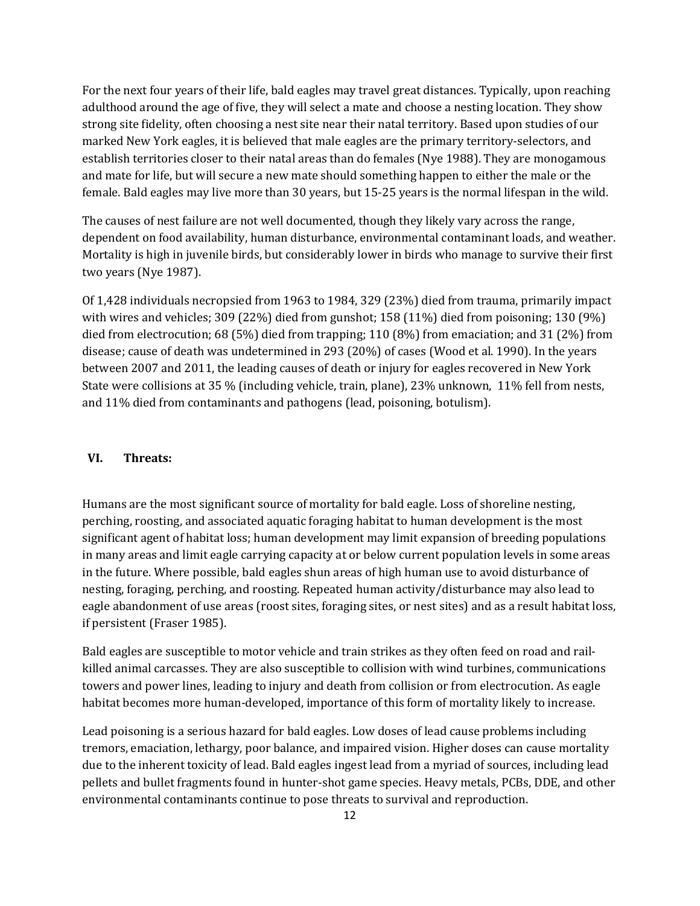For the next four years of their life, bald eagles may travel great distances. Typically, upon reaching adulthood around the age of five, they will select a mate and choose a nesting location. They show strong site fidelity, often choosing a nest site near their natal territory. Based upon studies of our marked New York eagles, it is believed that male eagles are the primary territory-selectors, and establish territories closer to their natal areas than do females (Nye 1988). They are monogamous and mate for life, but will secure a new mate should something happen to either the male or the female. Bald eagles may live more than 30 years, but 15-25 years is the normal lifespan in the wild.

The causes of nest failure are not well documented, though they likely vary across the range, dependent on food availability, human disturbance, environmental contaminant loads, and weather. Mortality is high in juvenile birds, but considerably lower in birds who manage to survive their first two years (Nye 1987).

Of 1,428 individuals necropsied from 1963 to 1984, 329 (23%) died from trauma, primarily impact with wires and vehicles; 309 (22%) died from gunshot; 158 (11%) died from poisoning; 130 (9%) died from electrocution; 68 (5%) died from trapping; 110 (8%) from emaciation; and 31 (2%) from disease; cause of death was undetermined in 293 (20%) of cases (Wood et al. 1990). In the years between 2007 and 2011, the leading causes of death or injury for eagles recovered in New York State were collisions at 35 % (including vehicle, train, plane), 23% unknown, 11% fell from nests, and 11% died from contaminants and pathogens (lead, poisoning, botulism).

## VI. Threats:

Humans are the most significant source of mortality for bald eagle. Loss of shoreline nesting, perching, roosting, and associated aquatic foraging habitat to human development is the most significant agent of habitat loss; human development may limit expansion of breeding populations in many areas and limit eagle carrying capacity at or below current population levels in some areas in the future. Where possible, bald eagles shun areas of high human use to avoid disturbance of nesting, foraging, perching, and roosting. Repeated human activity/disturbance may also lead to eagle abandonment of use areas (roost sites, foraging sites, or nest sites) and as a result habitat loss, if persistent (Fraser 1985).

Bald eagles are susceptible to motor vehicle and train strikes as they often feed on road and rail-killed animal carcasses. They are also susceptible to collision with wind turbines, communications towers and power lines, leading to injury and death from collision or from electrocution. As eagle habitat becomes more human-developed, importance of this form of mortality likely to increase.

Lead poisoning is a serious hazard for bald eagles. Low doses of lead cause problems including tremors, emaciation, lethargy, poor balance, and impaired vision. Higher doses can cause mortality due to the inherent toxicity of lead. Bald eagles ingest lead from a myriad of sources, including lead pellets and bullet fragments found in hunter-shot game species. Heavy metals, PCBs, DDE, and other environmental contaminants continue to pose threats to survival and reproduction.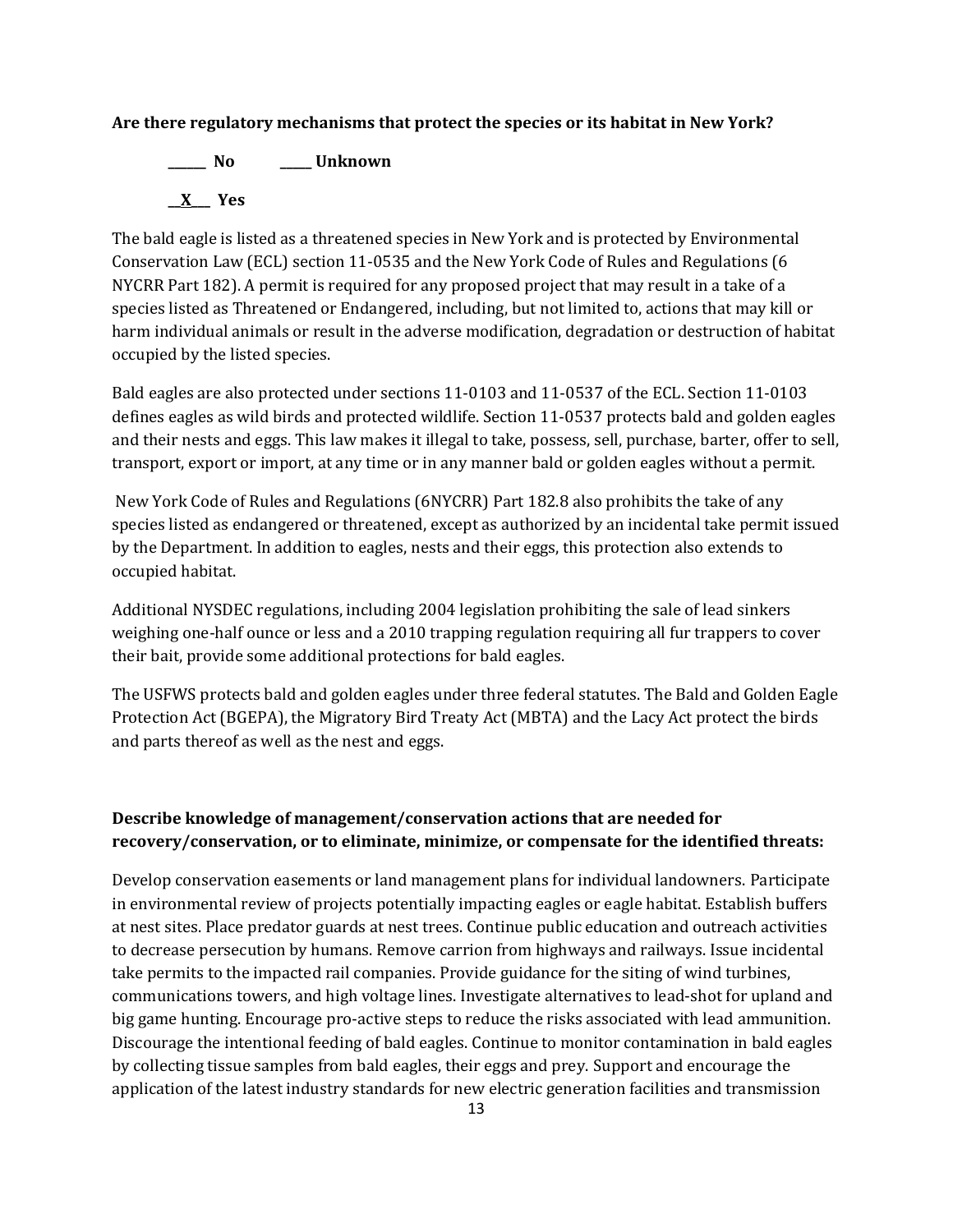**Are there regulatory mechanisms that protect the species or its habitat in New York?**

**______ No &nbsp;&nbsp;&nbsp;&nbsp;&nbsp;&nbsp; _____ Unknown**

**__X___ Yes**

The bald eagle is listed as a threatened species in New York and is protected by Environmental Conservation Law (ECL) section 11-0535 and the New York Code of Rules and Regulations (6 NYCRR Part 182). A permit is required for any proposed project that may result in a take of a species listed as Threatened or Endangered, including, but not limited to, actions that may kill or harm individual animals or result in the adverse modification, degradation or destruction of habitat occupied by the listed species.

Bald eagles are also protected under sections 11-0103 and 11-0537 of the ECL. Section 11-0103 defines eagles as wild birds and protected wildlife. Section 11-0537 protects bald and golden eagles and their nests and eggs. This law makes it illegal to take, possess, sell, purchase, barter, offer to sell, transport, export or import, at any time or in any manner bald or golden eagles without a permit.

New York Code of Rules and Regulations (6NYCRR) Part 182.8 also prohibits the take of any species listed as endangered or threatened, except as authorized by an incidental take permit issued by the Department. In addition to eagles, nests and their eggs, this protection also extends to occupied habitat.

Additional NYSDEC regulations, including 2004 legislation prohibiting the sale of lead sinkers weighing one-half ounce or less and a 2010 trapping regulation requiring all fur trappers to cover their bait, provide some additional protections for bald eagles.

The USFWS protects bald and golden eagles under three federal statutes. The Bald and Golden Eagle Protection Act (BGEPA), the Migratory Bird Treaty Act (MBTA) and the Lacy Act protect the birds and parts thereof as well as the nest and eggs.

**Describe knowledge of management/conservation actions that are needed for recovery/conservation, or to eliminate, minimize, or compensate for the identified threats:**

Develop conservation easements or land management plans for individual landowners. Participate in environmental review of projects potentially impacting eagles or eagle habitat. Establish buffers at nest sites. Place predator guards at nest trees. Continue public education and outreach activities to decrease persecution by humans. Remove carrion from highways and railways. Issue incidental take permits to the impacted rail companies. Provide guidance for the siting of wind turbines, communications towers, and high voltage lines. Investigate alternatives to lead-shot for upland and big game hunting. Encourage pro-active steps to reduce the risks associated with lead ammunition. Discourage the intentional feeding of bald eagles. Continue to monitor contamination in bald eagles by collecting tissue samples from bald eagles, their eggs and prey. Support and encourage the application of the latest industry standards for new electric generation facilities and transmission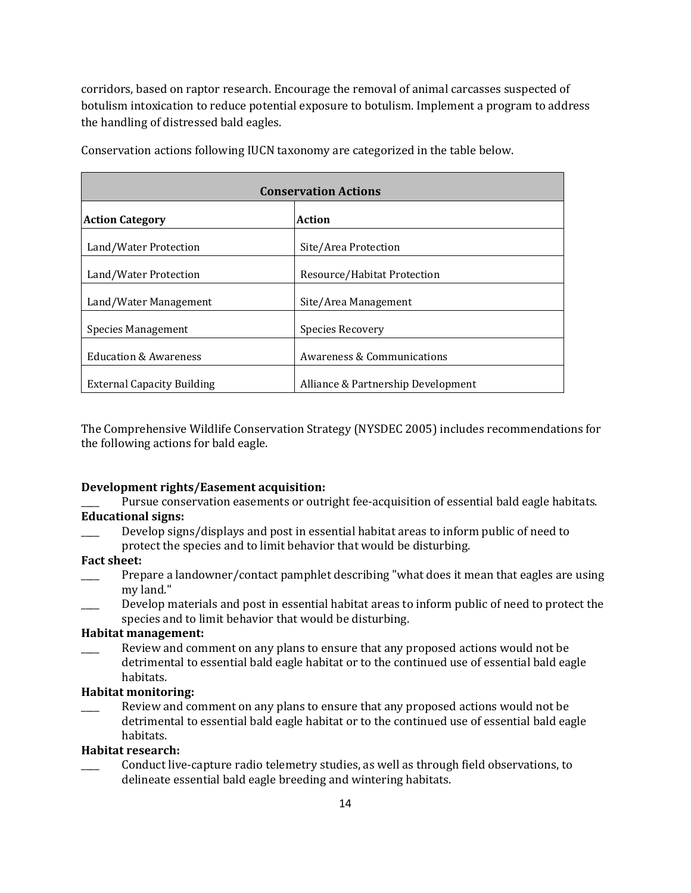corridors, based on raptor research. Encourage the removal of animal carcasses suspected of botulism intoxication to reduce potential exposure to botulism. Implement a program to address the handling of distressed bald eagles.

Conservation actions following IUCN taxonomy are categorized in the table below.

| Conservation Actions | |
|---|---|
| **Action Category** | **Action** |
| Land/Water Protection | Site/Area Protection |
| Land/Water Protection | Resource/Habitat Protection |
| Land/Water Management | Site/Area Management |
| Species Management | Species Recovery |
| Education & Awareness | Awareness & Communications |
| External Capacity Building | Alliance & Partnership Development |

The Comprehensive Wildlife Conservation Strategy (NYSDEC 2005) includes recommendations for the following actions for bald eagle.

**Development rights/Easement acquisition:**

____ Pursue conservation easements or outright fee-acquisition of essential bald eagle habitats.

**Educational signs:**

____ Develop signs/displays and post in essential habitat areas to inform public of need to protect the species and to limit behavior that would be disturbing.

**Fact sheet:**

____ Prepare a landowner/contact pamphlet describing "what does it mean that eagles are using my land."

____ Develop materials and post in essential habitat areas to inform public of need to protect the species and to limit behavior that would be disturbing.

**Habitat management:**

____ Review and comment on any plans to ensure that any proposed actions would not be detrimental to essential bald eagle habitat or to the continued use of essential bald eagle habitats.

**Habitat monitoring:**

____ Review and comment on any plans to ensure that any proposed actions would not be detrimental to essential bald eagle habitat or to the continued use of essential bald eagle habitats.

**Habitat research:**

____ Conduct live-capture radio telemetry studies, as well as through field observations, to delineate essential bald eagle breeding and wintering habitats.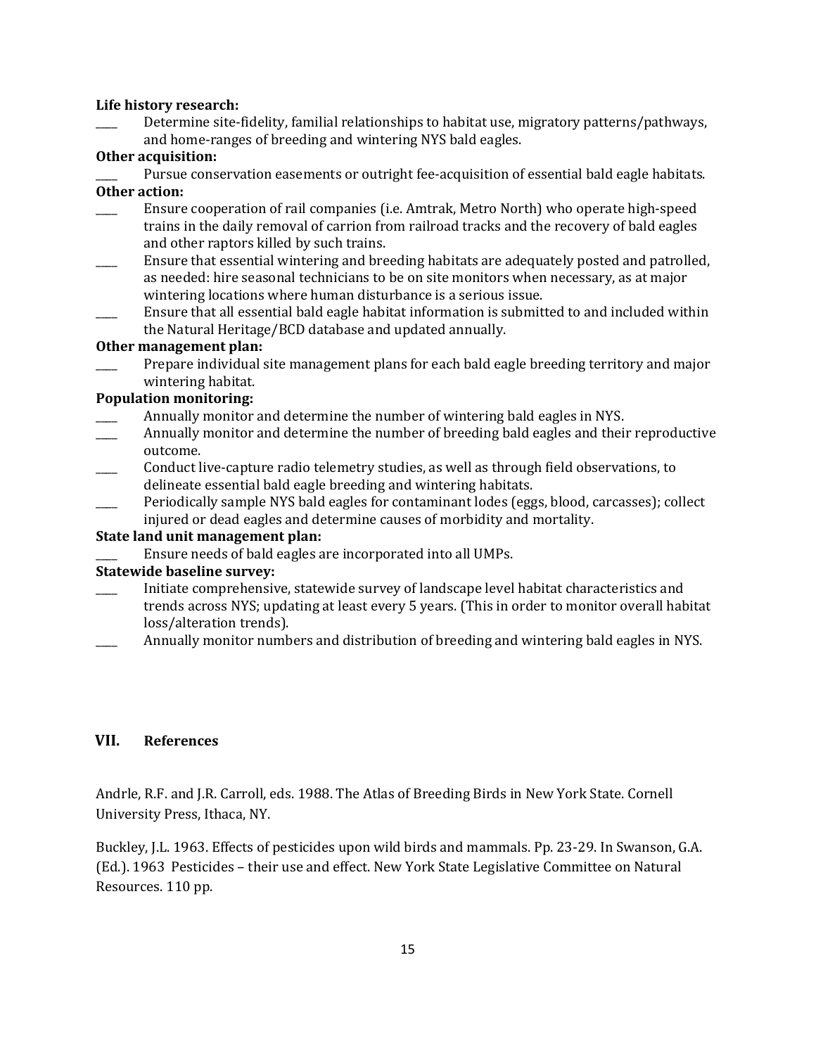**Life history research:**

____ Determine site-fidelity, familial relationships to habitat use, migratory patterns/pathways, and home-ranges of breeding and wintering NYS bald eagles.

**Other acquisition:**

____ Pursue conservation easements or outright fee-acquisition of essential bald eagle habitats.

**Other action:**

____ Ensure cooperation of rail companies (i.e. Amtrak, Metro North) who operate high-speed trains in the daily removal of carrion from railroad tracks and the recovery of bald eagles and other raptors killed by such trains.

____ Ensure that essential wintering and breeding habitats are adequately posted and patrolled, as needed: hire seasonal technicians to be on site monitors when necessary, as at major wintering locations where human disturbance is a serious issue.

____ Ensure that all essential bald eagle habitat information is submitted to and included within the Natural Heritage/BCD database and updated annually.

**Other management plan:**

____ Prepare individual site management plans for each bald eagle breeding territory and major wintering habitat.

**Population monitoring:**

____ Annually monitor and determine the number of wintering bald eagles in NYS.

____ Annually monitor and determine the number of breeding bald eagles and their reproductive outcome.

____ Conduct live-capture radio telemetry studies, as well as through field observations, to delineate essential bald eagle breeding and wintering habitats.

____ Periodically sample NYS bald eagles for contaminant lodes (eggs, blood, carcasses); collect injured or dead eagles and determine causes of morbidity and mortality.

**State land unit management plan:**

____ Ensure needs of bald eagles are incorporated into all UMPs.

**Statewide baseline survey:**

____ Initiate comprehensive, statewide survey of landscape level habitat characteristics and trends across NYS; updating at least every 5 years. (This in order to monitor overall habitat loss/alteration trends).

____ Annually monitor numbers and distribution of breeding and wintering bald eagles in NYS.

## VII. References

Andrle, R.F. and J.R. Carroll, eds. 1988. The Atlas of Breeding Birds in New York State. Cornell University Press, Ithaca, NY.

Buckley, J.L. 1963. Effects of pesticides upon wild birds and mammals. Pp. 23-29. In Swanson, G.A. (Ed.). 1963 Pesticides – their use and effect. New York State Legislative Committee on Natural Resources. 110 pp.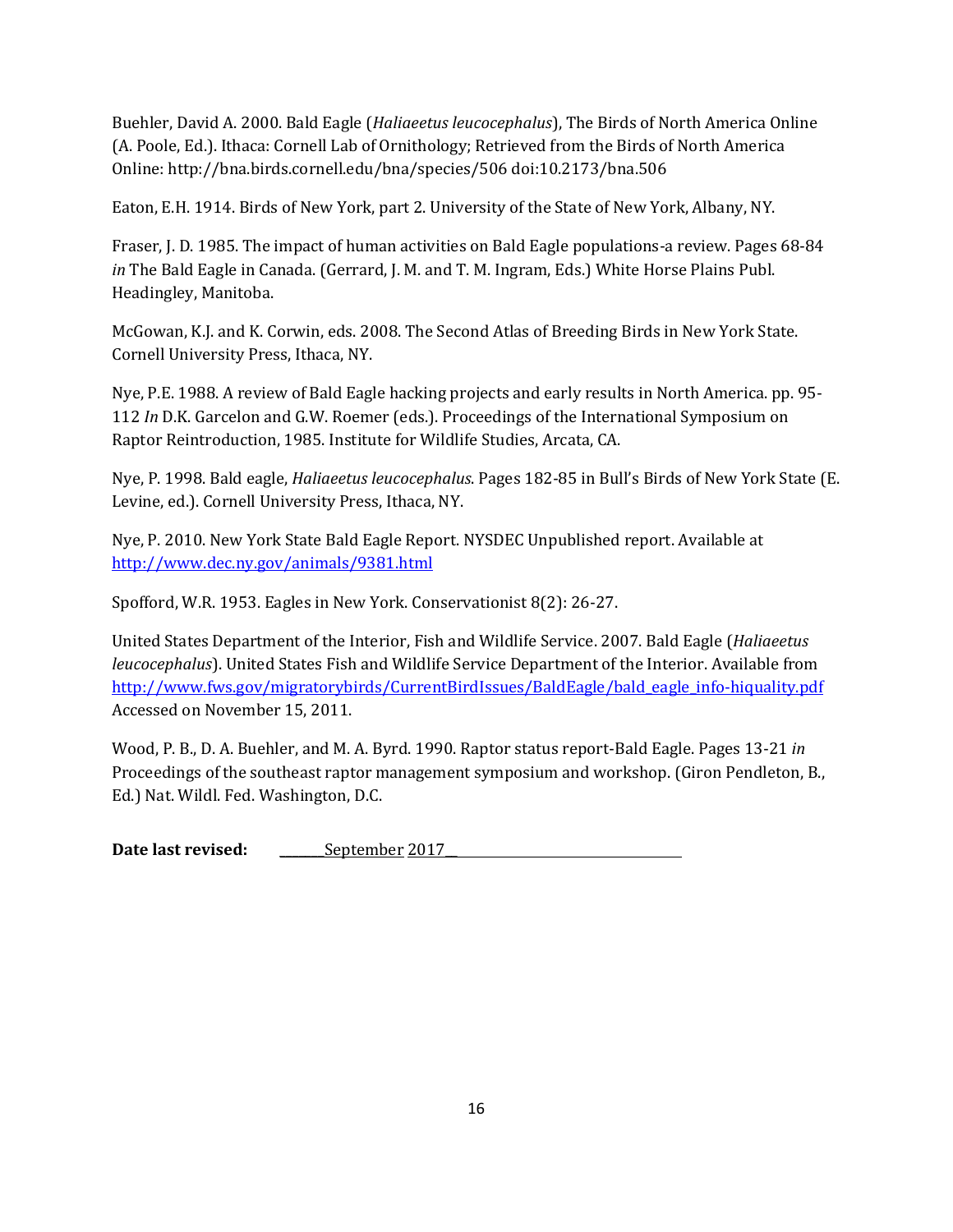Buehler, David A. 2000. Bald Eagle (*Haliaeetus leucocephalus*), The Birds of North America Online (A. Poole, Ed.). Ithaca: Cornell Lab of Ornithology; Retrieved from the Birds of North America Online: http://bna.birds.cornell.edu/bna/species/506 doi:10.2173/bna.506

Eaton, E.H. 1914. Birds of New York, part 2. University of the State of New York, Albany, NY.

Fraser, J. D. 1985. The impact of human activities on Bald Eagle populations-a review. Pages 68-84 *in* The Bald Eagle in Canada. (Gerrard, J. M. and T. M. Ingram, Eds.) White Horse Plains Publ. Headingley, Manitoba.

McGowan, K.J. and K. Corwin, eds. 2008. The Second Atlas of Breeding Birds in New York State. Cornell University Press, Ithaca, NY.

Nye, P.E. 1988. A review of Bald Eagle hacking projects and early results in North America. pp. 95-112 *In* D.K. Garcelon and G.W. Roemer (eds.). Proceedings of the International Symposium on Raptor Reintroduction, 1985. Institute for Wildlife Studies, Arcata, CA.

Nye, P. 1998. Bald eagle, *Haliaeetus leucocephalus*. Pages 182-85 in Bull's Birds of New York State (E. Levine, ed.). Cornell University Press, Ithaca, NY.

Nye, P. 2010. New York State Bald Eagle Report. NYSDEC Unpublished report. Available at http://www.dec.ny.gov/animals/9381.html

Spofford, W.R. 1953. Eagles in New York. Conservationist 8(2): 26-27.

United States Department of the Interior, Fish and Wildlife Service. 2007. Bald Eagle (*Haliaeetus leucocephalus*). United States Fish and Wildlife Service Department of the Interior. Available from http://www.fws.gov/migratorybirds/CurrentBirdIssues/BaldEagle/bald_eagle_info-hiquality.pdf Accessed on November 15, 2011.

Wood, P. B., D. A. Buehler, and M. A. Byrd. 1990. Raptor status report-Bald Eagle. Pages 13-21 *in* Proceedings of the southeast raptor management symposium and workshop. (Giron Pendleton, B., Ed.) Nat. Wildl. Fed. Washington, D.C.

**Date last revised:** September 2017